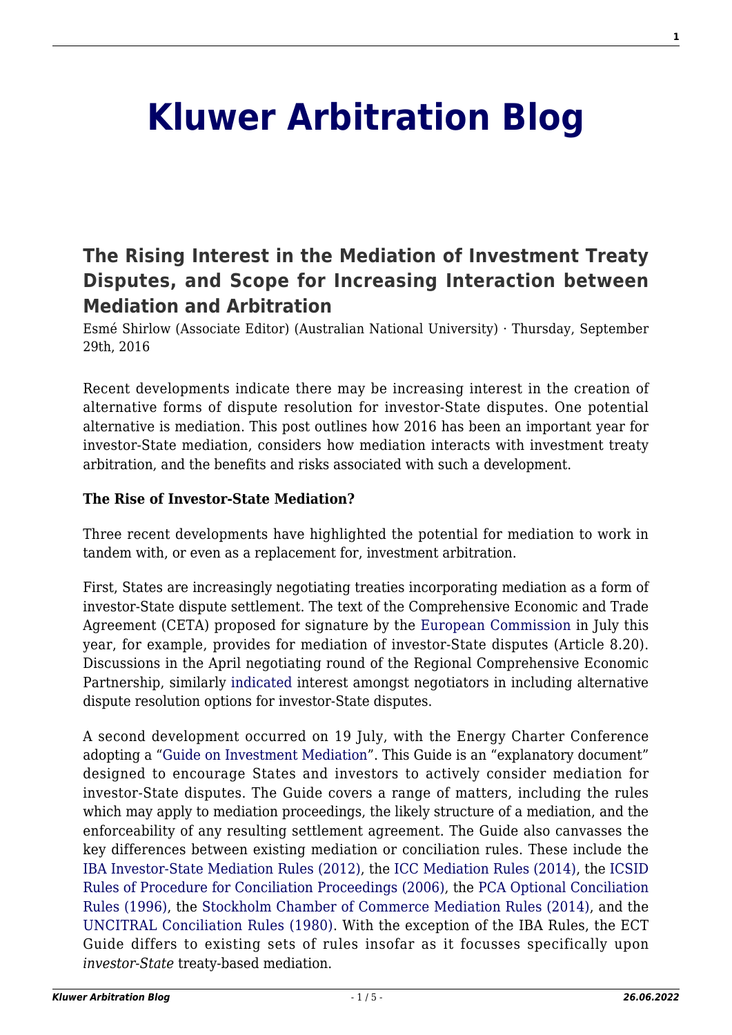# Kluwer Arbitration Blog

## The Rising Interest in the Mediation of Investment Treaty Disputes, and Scope for Increasing Interaction between Mediation and Arbitration

Esmé Shirlow (Associate Editor) (Australian National University) · Thursday, September 29th, 2016

Recent developments indicate there may be increasing interest in the creation of alternative forms of dispute resolution for investor-State disputes. One potential alternative is mediation. This post outlines how 2016 has been an important year for investor-State mediation, considers how mediation interacts with investment treaty arbitration, and the benefits and risks associated with such a development.

**The Rise of Investor-State Mediation?**

Three recent developments have highlighted the potential for mediation to work in tandem with, or even as a replacement for, investment arbitration.

First, States are increasingly negotiating treaties incorporating mediation as a form of investor-State dispute settlement. The text of the Comprehensive Economic and Trade Agreement (CETA) proposed for signature by the European Commission in July this year, for example, provides for mediation of investor-State disputes (Article 8.20). Discussions in the April negotiating round of the Regional Comprehensive Economic Partnership, similarly indicated interest amongst negotiators in including alternative dispute resolution options for investor-State disputes.

A second development occurred on 19 July, with the Energy Charter Conference adopting a "Guide on Investment Mediation". This Guide is an "explanatory document" designed to encourage States and investors to actively consider mediation for investor-State disputes. The Guide covers a range of matters, including the rules which may apply to mediation proceedings, the likely structure of a mediation, and the enforceability of any resulting settlement agreement. The Guide also canvasses the key differences between existing mediation or conciliation rules. These include the IBA Investor-State Mediation Rules (2012), the ICC Mediation Rules (2014), the ICSID Rules of Procedure for Conciliation Proceedings (2006), the PCA Optional Conciliation Rules (1996), the Stockholm Chamber of Commerce Mediation Rules (2014), and the UNCITRAL Conciliation Rules (1980). With the exception of the IBA Rules, the ECT Guide differs to existing sets of rules insofar as it focusses specifically upon *investor-State* treaty-based mediation.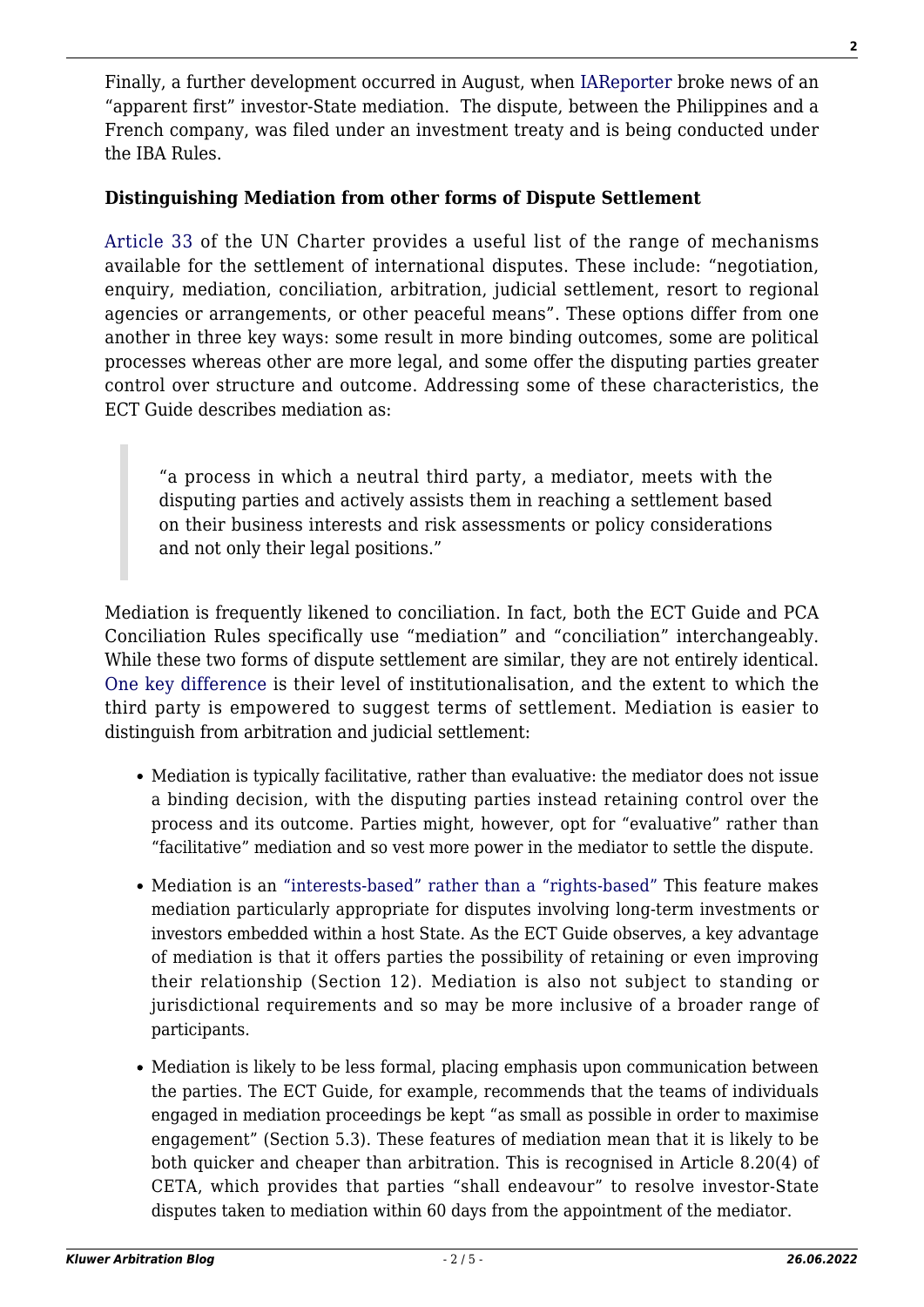Finally, a further development occurred in August, when IAReporter broke news of an "apparent first" investor-State mediation. The dispute, between the Philippines and a French company, was filed under an investment treaty and is being conducted under the IBA Rules.

**Distinguishing Mediation from other forms of Dispute Settlement**

Article 33 of the UN Charter provides a useful list of the range of mechanisms available for the settlement of international disputes. These include: "negotiation, enquiry, mediation, conciliation, arbitration, judicial settlement, resort to regional agencies or arrangements, or other peaceful means". These options differ from one another in three key ways: some result in more binding outcomes, some are political processes whereas other are more legal, and some offer the disputing parties greater control over structure and outcome. Addressing some of these characteristics, the ECT Guide describes mediation as:

> "a process in which a neutral third party, a mediator, meets with the disputing parties and actively assists them in reaching a settlement based on their business interests and risk assessments or policy considerations and not only their legal positions."

Mediation is frequently likened to conciliation. In fact, both the ECT Guide and PCA Conciliation Rules specifically use "mediation" and "conciliation" interchangeably. While these two forms of dispute settlement are similar, they are not entirely identical. One key difference is their level of institutionalisation, and the extent to which the third party is empowered to suggest terms of settlement. Mediation is easier to distinguish from arbitration and judicial settlement:

- Mediation is typically facilitative, rather than evaluative: the mediator does not issue a binding decision, with the disputing parties instead retaining control over the process and its outcome. Parties might, however, opt for "evaluative" rather than "facilitative" mediation and so vest more power in the mediator to settle the dispute.
- Mediation is an "interests-based" rather than a "rights-based" This feature makes mediation particularly appropriate for disputes involving long-term investments or investors embedded within a host State. As the ECT Guide observes, a key advantage of mediation is that it offers parties the possibility of retaining or even improving their relationship (Section 12). Mediation is also not subject to standing or jurisdictional requirements and so may be more inclusive of a broader range of participants.
- Mediation is likely to be less formal, placing emphasis upon communication between the parties. The ECT Guide, for example, recommends that the teams of individuals engaged in mediation proceedings be kept "as small as possible in order to maximise engagement" (Section 5.3). These features of mediation mean that it is likely to be both quicker and cheaper than arbitration. This is recognised in Article 8.20(4) of CETA, which provides that parties "shall endeavour" to resolve investor-State disputes taken to mediation within 60 days from the appointment of the mediator.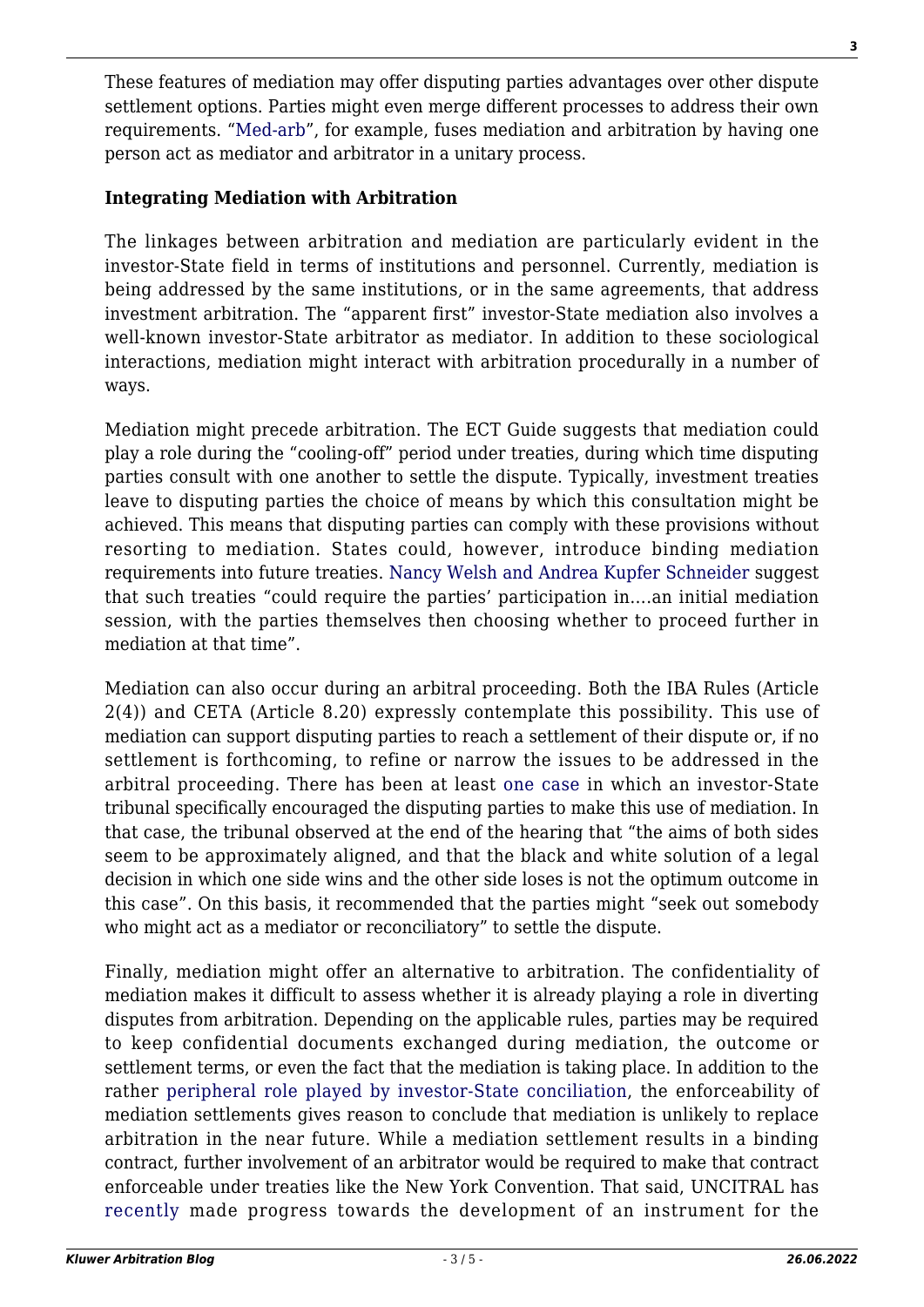These features of mediation may offer disputing parties advantages over other dispute settlement options. Parties might even merge different processes to address their own requirements. "Med-arb", for example, fuses mediation and arbitration by having one person act as mediator and arbitrator in a unitary process.

**Integrating Mediation with Arbitration**

The linkages between arbitration and mediation are particularly evident in the investor-State field in terms of institutions and personnel. Currently, mediation is being addressed by the same institutions, or in the same agreements, that address investment arbitration. The "apparent first" investor-State mediation also involves a well-known investor-State arbitrator as mediator. In addition to these sociological interactions, mediation might interact with arbitration procedurally in a number of ways.

Mediation might precede arbitration. The ECT Guide suggests that mediation could play a role during the "cooling-off" period under treaties, during which time disputing parties consult with one another to settle the dispute. Typically, investment treaties leave to disputing parties the choice of means by which this consultation might be achieved. This means that disputing parties can comply with these provisions without resorting to mediation. States could, however, introduce binding mediation requirements into future treaties. Nancy Welsh and Andrea Kupfer Schneider suggest that such treaties "could require the parties' participation in….an initial mediation session, with the parties themselves then choosing whether to proceed further in mediation at that time".

Mediation can also occur during an arbitral proceeding. Both the IBA Rules (Article 2(4)) and CETA (Article 8.20) expressly contemplate this possibility. This use of mediation can support disputing parties to reach a settlement of their dispute or, if no settlement is forthcoming, to refine or narrow the issues to be addressed in the arbitral proceeding. There has been at least one case in which an investor-State tribunal specifically encouraged the disputing parties to make this use of mediation. In that case, the tribunal observed at the end of the hearing that "the aims of both sides seem to be approximately aligned, and that the black and white solution of a legal decision in which one side wins and the other side loses is not the optimum outcome in this case". On this basis, it recommended that the parties might "seek out somebody who might act as a mediator or reconciliatory" to settle the dispute.

Finally, mediation might offer an alternative to arbitration. The confidentiality of mediation makes it difficult to assess whether it is already playing a role in diverting disputes from arbitration. Depending on the applicable rules, parties may be required to keep confidential documents exchanged during mediation, the outcome or settlement terms, or even the fact that the mediation is taking place. In addition to the rather peripheral role played by investor-State conciliation, the enforceability of mediation settlements gives reason to conclude that mediation is unlikely to replace arbitration in the near future. While a mediation settlement results in a binding contract, further involvement of an arbitrator would be required to make that contract enforceable under treaties like the New York Convention. That said, UNCITRAL has recently made progress towards the development of an instrument for the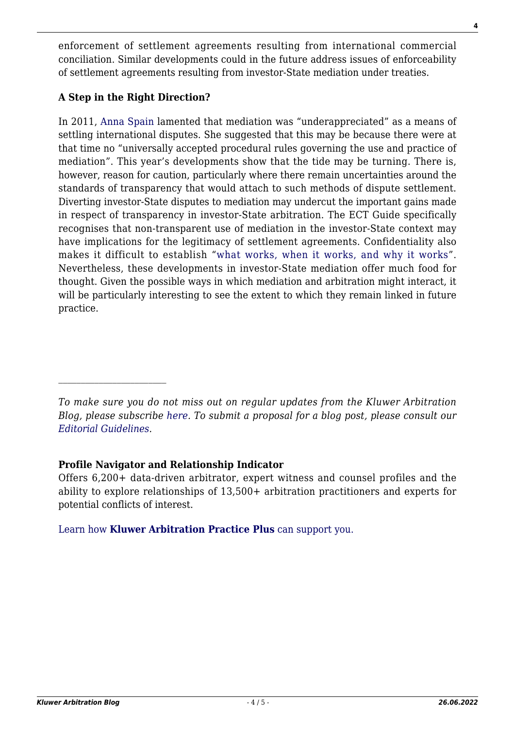enforcement of settlement agreements resulting from international commercial conciliation. Similar developments could in the future address issues of enforceability of settlement agreements resulting from investor-State mediation under treaties.

**A Step in the Right Direction?**

In 2011, Anna Spain lamented that mediation was "underappreciated" as a means of settling international disputes. She suggested that this may be because there were at that time no "universally accepted procedural rules governing the use and practice of mediation". This year's developments show that the tide may be turning. There is, however, reason for caution, particularly where there remain uncertainties around the standards of transparency that would attach to such methods of dispute settlement. Diverting investor-State disputes to mediation may undercut the important gains made in respect of transparency in investor-State arbitration. The ECT Guide specifically recognises that non-transparent use of mediation in the investor-State context may have implications for the legitimacy of settlement agreements. Confidentiality also makes it difficult to establish "what works, when it works, and why it works". Nevertheless, these developments in investor-State mediation offer much food for thought. Given the possible ways in which mediation and arbitration might interact, it will be particularly interesting to see the extent to which they remain linked in future practice.

---

*To make sure you do not miss out on regular updates from the Kluwer Arbitration Blog, please subscribe here. To submit a proposal for a blog post, please consult our Editorial Guidelines.*

**Profile Navigator and Relationship Indicator**

Offers 6,200+ data-driven arbitrator, expert witness and counsel profiles and the ability to explore relationships of 13,500+ arbitration practitioners and experts for potential conflicts of interest.

Learn how **Kluwer Arbitration Practice Plus** can support you.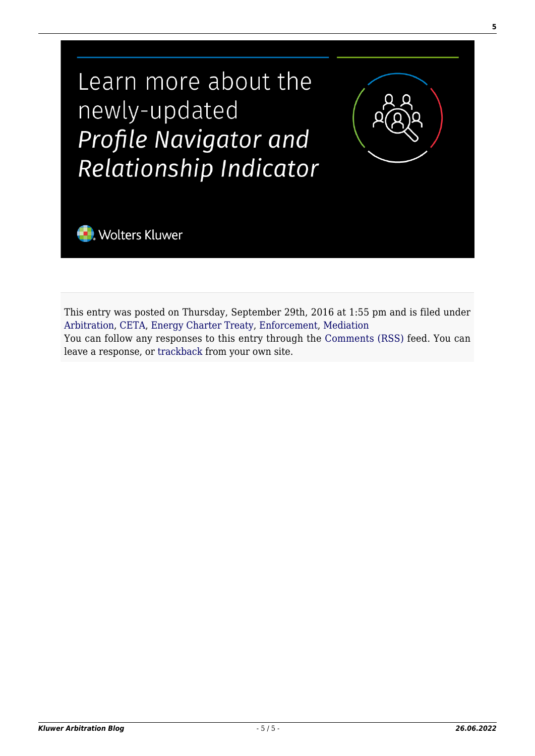Learn more about the newly-updated *Profile Navigator and Relationship Indicator*

Wolters Kluwer

This entry was posted on Thursday, September 29th, 2016 at 1:55 pm and is filed under Arbitration, CETA, Energy Charter Treaty, Enforcement, Mediation

You can follow any responses to this entry through the Comments (RSS) feed. You can leave a response, or trackback from your own site.